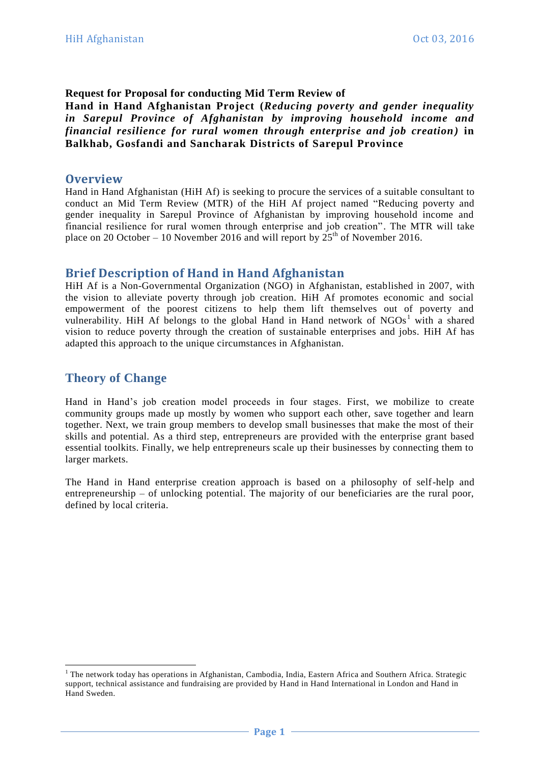**Request for Proposal for conducting Mid Term Review of**
**Hand in Hand Afghanistan Project (*Reducing poverty and gender inequality in Sarepul Province of Afghanistan by improving household income and financial resilience for rural women through enterprise and job creation)* in Balkhab, Gosfandi and Sancharak Districts of Sarepul Province**

## Overview

Hand in Hand Afghanistan (HiH Af) is seeking to procure the services of a suitable consultant to conduct an Mid Term Review (MTR) of the HiH Af project named "Reducing poverty and gender inequality in Sarepul Province of Afghanistan by improving household income and financial resilience for rural women through enterprise and job creation". The MTR will take place on 20 October – 10 November 2016 and will report by 25$^{th}$ of November 2016.

## Brief Description of Hand in Hand Afghanistan

HiH Af is a Non-Governmental Organization (NGO) in Afghanistan, established in 2007, with the vision to alleviate poverty through job creation. HiH Af promotes economic and social empowerment of the poorest citizens to help them lift themselves out of poverty and vulnerability. HiH Af belongs to the global Hand in Hand network of NGOs[1] with a shared vision to reduce poverty through the creation of sustainable enterprises and jobs. HiH Af has adapted this approach to the unique circumstances in Afghanistan.

## Theory of Change

Hand in Hand's job creation model proceeds in four stages. First, we mobilize to create community groups made up mostly by women who support each other, save together and learn together. Next, we train group members to develop small businesses that make the most of their skills and potential. As a third step, entrepreneurs are provided with the enterprise grant based essential toolkits. Finally, we help entrepreneurs scale up their businesses by connecting them to larger markets.

The Hand in Hand enterprise creation approach is based on a philosophy of self-help and entrepreneurship – of unlocking potential. The majority of our beneficiaries are the rural poor, defined by local criteria.

---

[1] The network today has operations in Afghanistan, Cambodia, India, Eastern Africa and Southern Africa. Strategic support, technical assistance and fundraising are provided by Hand in Hand International in London and Hand in Hand Sweden.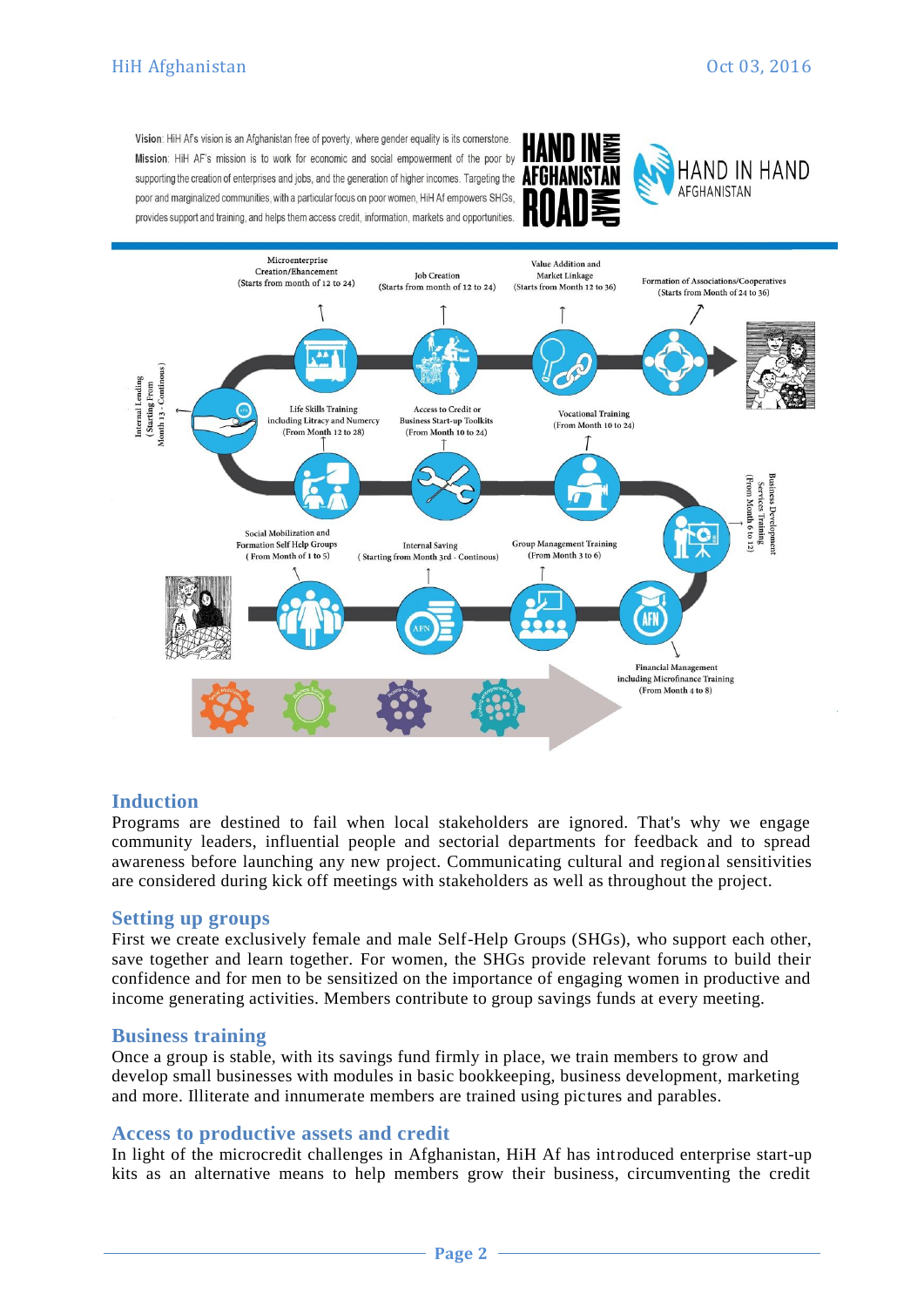Vision: HiH Af's vision is an Afghanistan free of poverty, where gender equality is its cornerstone.
Mission: HiH AF's mission is to work for economic and social empowerment of the poor by supporting the creation of enterprises and jobs, and the generation of higher incomes. Targeting the poor and marginalized communities, with a particular focus on poor women, HiH Af empowers SHGs, provides support and training, and helps them access credit, information, markets and opportunities.

HAND IN HAND AFGHANISTAN ROAD MAP

HAND IN HAND AFGHANISTAN

- Social Mobilization and Formation Self Help Groups (From Month of 1 to 5)
- Internal Saving (Starting from Month 3rd - Continous)
- Group Management Training (From Month 3 to 6)
- Financial Management including Microfinance Training (From Month 4 to 8)
- Business Development Services Training (From Month 6 to 12)
- Vocational Training (From Month 10 to 24)
- Access to Credit or Business Start-up Toolkits (From Month 10 to 24)
- Life Skills Training including Litracy and Numercy (From Month 12 to 28)
- Internal Lending (Starting From Month 13 - Continous)
- Microenterprise Creation/Ehancement (Starts from month of 12 to 24)
- Job Creation (Starts from month of 12 to 24)
- Value Addition and Market Linkage (Starts from Month 12 to 36)
- Formation of Associations/Cooperatives (Starts from Month of 24 to 36)

## Induction

Programs are destined to fail when local stakeholders are ignored. That's why we engage community leaders, influential people and sectorial departments for feedback and to spread awareness before launching any new project. Communicating cultural and regional sensitivities are considered during kick off meetings with stakeholders as well as throughout the project.

## Setting up groups

First we create exclusively female and male Self-Help Groups (SHGs), who support each other, save together and learn together. For women, the SHGs provide relevant forums to build their confidence and for men to be sensitized on the importance of engaging women in productive and income generating activities. Members contribute to group savings funds at every meeting.

## Business training

Once a group is stable, with its savings fund firmly in place, we train members to grow and develop small businesses with modules in basic bookkeeping, business development, marketing and more. Illiterate and innumerate members are trained using pictures and parables.

## Access to productive assets and credit

In light of the microcredit challenges in Afghanistan, HiH Af has introduced enterprise start-up kits as an alternative means to help members grow their business, circumventing the credit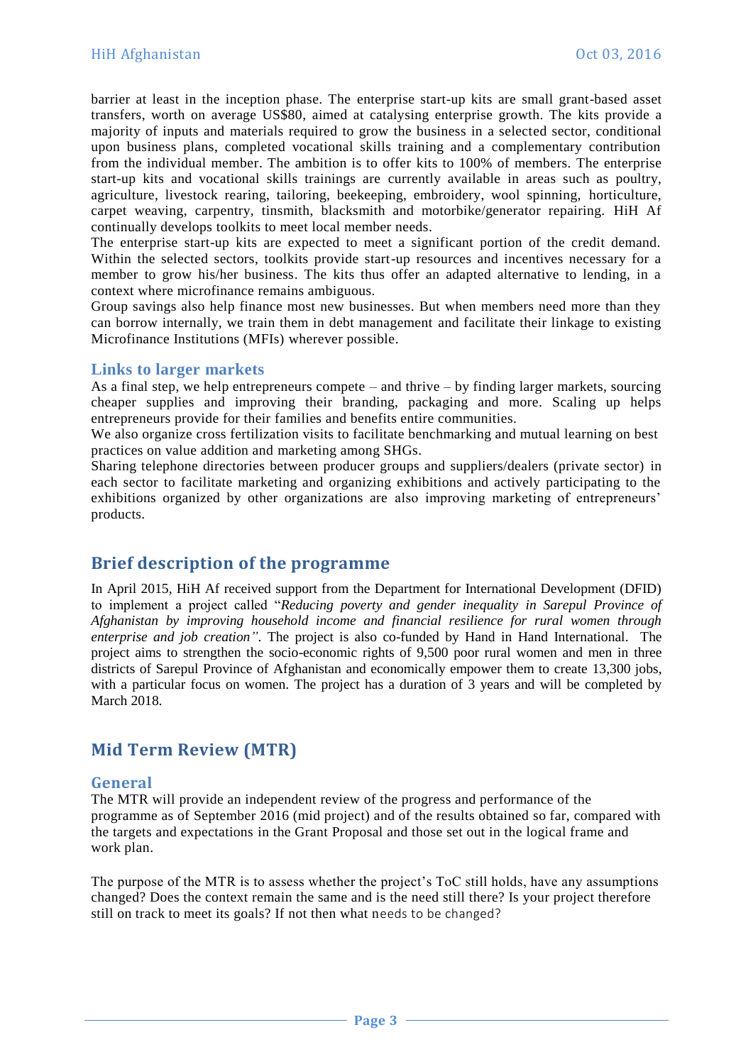barrier at least in the inception phase. The enterprise start-up kits are small grant-based asset transfers, worth on average US$80, aimed at catalysing enterprise growth. The kits provide a majority of inputs and materials required to grow the business in a selected sector, conditional upon business plans, completed vocational skills training and a complementary contribution from the individual member. The ambition is to offer kits to 100% of members. The enterprise start-up kits and vocational skills trainings are currently available in areas such as poultry, agriculture, livestock rearing, tailoring, beekeeping, embroidery, wool spinning, horticulture, carpet weaving, carpentry, tinsmith, blacksmith and motorbike/generator repairing. HiH Af continually develops toolkits to meet local member needs.

The enterprise start-up kits are expected to meet a significant portion of the credit demand. Within the selected sectors, toolkits provide start-up resources and incentives necessary for a member to grow his/her business. The kits thus offer an adapted alternative to lending, in a context where microfinance remains ambiguous.

Group savings also help finance most new businesses. But when members need more than they can borrow internally, we train them in debt management and facilitate their linkage to existing Microfinance Institutions (MFIs) wherever possible.

### Links to larger markets

As a final step, we help entrepreneurs compete – and thrive – by finding larger markets, sourcing cheaper supplies and improving their branding, packaging and more. Scaling up helps entrepreneurs provide for their families and benefits entire communities.

We also organize cross fertilization visits to facilitate benchmarking and mutual learning on best practices on value addition and marketing among SHGs.

Sharing telephone directories between producer groups and suppliers/dealers (private sector) in each sector to facilitate marketing and organizing exhibitions and actively participating to the exhibitions organized by other organizations are also improving marketing of entrepreneurs' products.

## Brief description of the programme

In April 2015, HiH Af received support from the Department for International Development (DFID) to implement a project called "*Reducing poverty and gender inequality in Sarepul Province of Afghanistan by improving household income and financial resilience for rural women through enterprise and job creation"*. The project is also co-funded by Hand in Hand International. The project aims to strengthen the socio-economic rights of 9,500 poor rural women and men in three districts of Sarepul Province of Afghanistan and economically empower them to create 13,300 jobs, with a particular focus on women. The project has a duration of 3 years and will be completed by March 2018.

## Mid Term Review (MTR)

### General

The MTR will provide an independent review of the progress and performance of the programme as of September 2016 (mid project) and of the results obtained so far, compared with the targets and expectations in the Grant Proposal and those set out in the logical frame and work plan.

The purpose of the MTR is to assess whether the project's ToC still holds, have any assumptions changed? Does the context remain the same and is the need still there? Is your project therefore still on track to meet its goals? If not then what needs to be changed?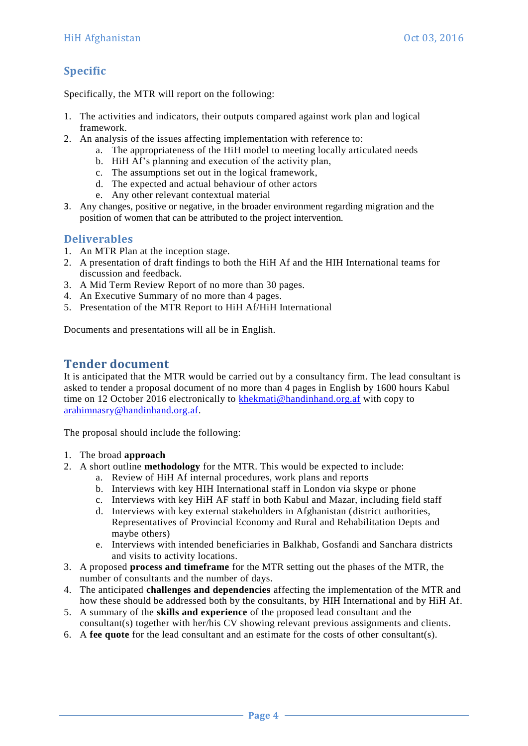## Specific

Specifically, the MTR will report on the following:

1. The activities and indicators, their outputs compared against work plan and logical framework.
2. An analysis of the issues affecting implementation with reference to:
   a. The appropriateness of the HiH model to meeting locally articulated needs
   b. HiH Af's planning and execution of the activity plan,
   c. The assumptions set out in the logical framework,
   d. The expected and actual behaviour of other actors
   e. Any other relevant contextual material
3. Any changes, positive or negative, in the broader environment regarding migration and the position of women that can be attributed to the project intervention.

## Deliverables

1. An MTR Plan at the inception stage.
2. A presentation of draft findings to both the HiH Af and the HIH International teams for discussion and feedback.
3. A Mid Term Review Report of no more than 30 pages.
4. An Executive Summary of no more than 4 pages.
5. Presentation of the MTR Report to HiH Af/HiH International

Documents and presentations will all be in English.

## Tender document

It is anticipated that the MTR would be carried out by a consultancy firm. The lead consultant is asked to tender a proposal document of no more than 4 pages in English by 1600 hours Kabul time on 12 October 2016 electronically to khekmati@handinhand.org.af with copy to arahimnasry@handinhand.org.af.

The proposal should include the following:

1. The broad **approach**
2. A short outline **methodology** for the MTR. This would be expected to include:
   a. Review of HiH Af internal procedures, work plans and reports
   b. Interviews with key HIH International staff in London via skype or phone
   c. Interviews with key HiH AF staff in both Kabul and Mazar, including field staff
   d. Interviews with key external stakeholders in Afghanistan (district authorities, Representatives of Provincial Economy and Rural and Rehabilitation Depts and maybe others)
   e. Interviews with intended beneficiaries in Balkhab, Gosfandi and Sanchara districts and visits to activity locations.
3. A proposed **process and timeframe** for the MTR setting out the phases of the MTR, the number of consultants and the number of days.
4. The anticipated **challenges and dependencies** affecting the implementation of the MTR and how these should be addressed both by the consultants, by HIH International and by HiH Af.
5. A summary of the **skills and experience** of the proposed lead consultant and the consultant(s) together with her/his CV showing relevant previous assignments and clients.
6. A **fee quote** for the lead consultant and an estimate for the costs of other consultant(s).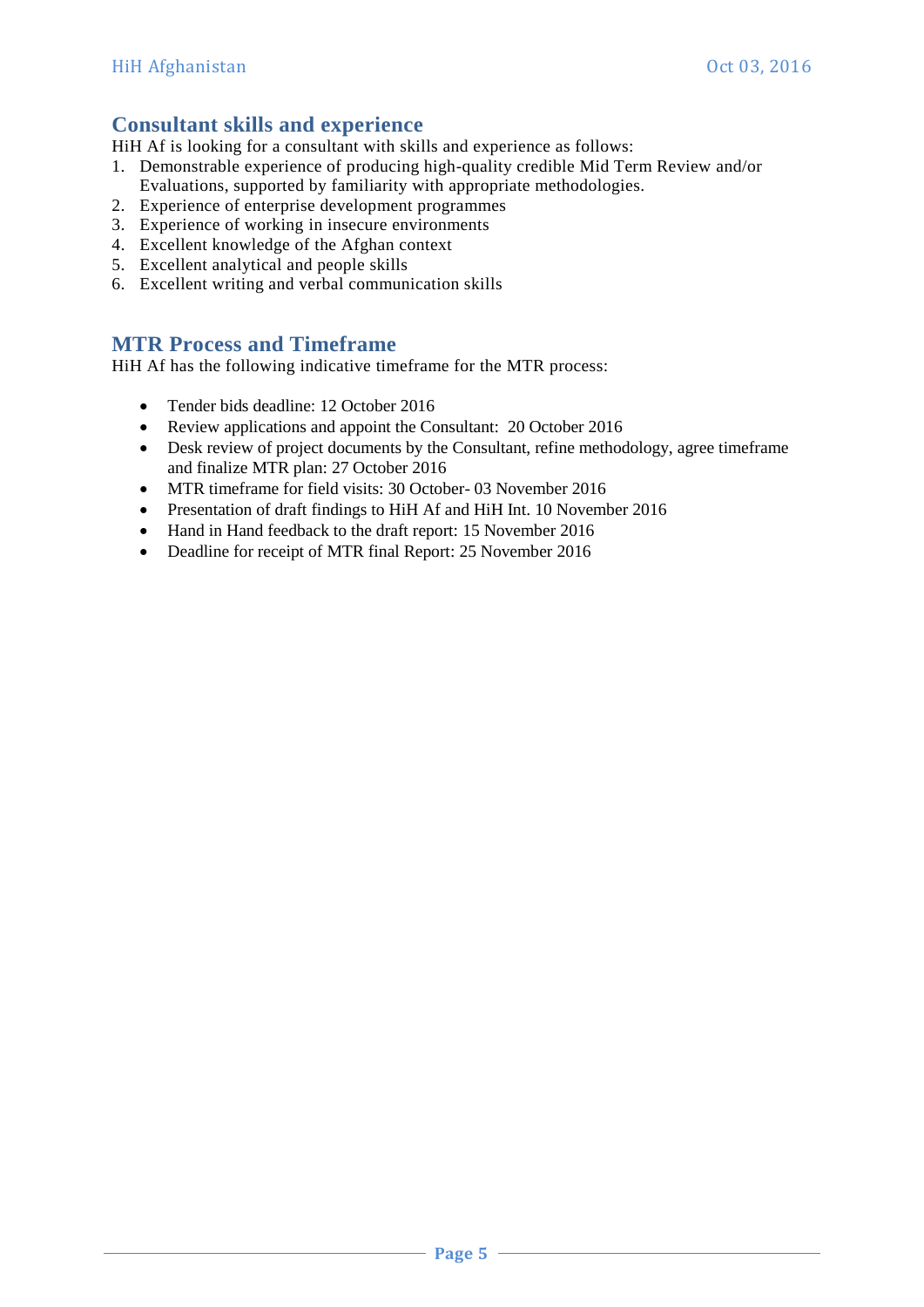## Consultant skills and experience

HiH Af is looking for a consultant with skills and experience as follows:

1. Demonstrable experience of producing high-quality credible Mid Term Review and/or Evaluations, supported by familiarity with appropriate methodologies.
2. Experience of enterprise development programmes
3. Experience of working in insecure environments
4. Excellent knowledge of the Afghan context
5. Excellent analytical and people skills
6. Excellent writing and verbal communication skills

## MTR Process and Timeframe

HiH Af has the following indicative timeframe for the MTR process:

- Tender bids deadline: 12 October 2016
- Review applications and appoint the Consultant: 20 October 2016
- Desk review of project documents by the Consultant, refine methodology, agree timeframe and finalize MTR plan: 27 October 2016
- MTR timeframe for field visits: 30 October- 03 November 2016
- Presentation of draft findings to HiH Af and HiH Int. 10 November 2016
- Hand in Hand feedback to the draft report: 15 November 2016
- Deadline for receipt of MTR final Report: 25 November 2016